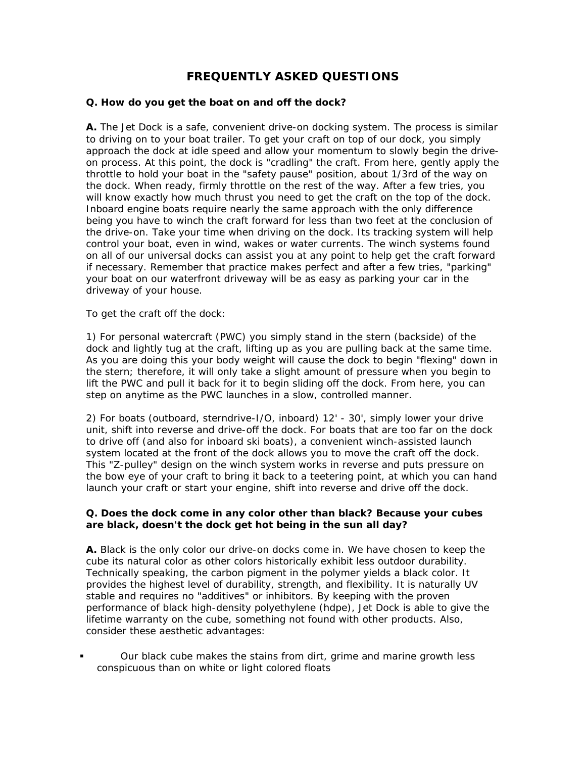# FREQUENTLY ASKED QUESTIONS

**Q. How do you get the boat on and off the dock?**

**A.** The Jet Dock is a safe, convenient drive-on docking system. The process is similar to driving on to your boat trailer. To get your craft on top of our dock, you simply approach the dock at idle speed and allow your momentum to slowly begin the drive-on process. At this point, the dock is "cradling" the craft. From here, gently apply the throttle to hold your boat in the "safety pause" position, about 1/3rd of the way on the dock. When ready, firmly throttle on the rest of the way. After a few tries, you will know exactly how much thrust you need to get the craft on the top of the dock. Inboard engine boats require nearly the same approach with the only difference being you have to winch the craft forward for less than two feet at the conclusion of the drive-on. Take your time when driving on the dock. Its tracking system will help control your boat, even in wind, wakes or water currents. The winch systems found on all of our universal docks can assist you at any point to help get the craft forward if necessary. Remember that practice makes perfect and after a few tries, "parking" your boat on our waterfront driveway will be as easy as parking your car in the driveway of your house.

To get the craft off the dock:

1) For personal watercraft (PWC) you simply stand in the stern (backside) of the dock and lightly tug at the craft, lifting up as you are pulling back at the same time. As you are doing this your body weight will cause the dock to begin "flexing" down in the stern; therefore, it will only take a slight amount of pressure when you begin to lift the PWC and pull it back for it to begin sliding off the dock. From here, you can step on anytime as the PWC launches in a slow, controlled manner.

2) For boats (outboard, sterndrive-I/O, inboard) 12' - 30', simply lower your drive unit, shift into reverse and drive-off the dock. For boats that are too far on the dock to drive off (and also for inboard ski boats), a convenient winch-assisted launch system located at the front of the dock allows you to move the craft off the dock. This "Z-pulley" design on the winch system works in reverse and puts pressure on the bow eye of your craft to bring it back to a teetering point, at which you can hand launch your craft or start your engine, shift into reverse and drive off the dock.

**Q. Does the dock come in any color other than black? Because your cubes are black, doesn't the dock get hot being in the sun all day?**

**A.** Black is the only color our drive-on docks come in. We have chosen to keep the cube its natural color as other colors historically exhibit less outdoor durability. Technically speaking, the carbon pigment in the polymer yields a black color. It provides the highest level of durability, strength, and flexibility. It is naturally UV stable and requires no "additives" or inhibitors. By keeping with the proven performance of black high-density polyethylene (hdpe), Jet Dock is able to give the lifetime warranty on the cube, something not found with other products. Also, consider these aesthetic advantages:

- Our black cube makes the stains from dirt, grime and marine growth less conspicuous than on white or light colored floats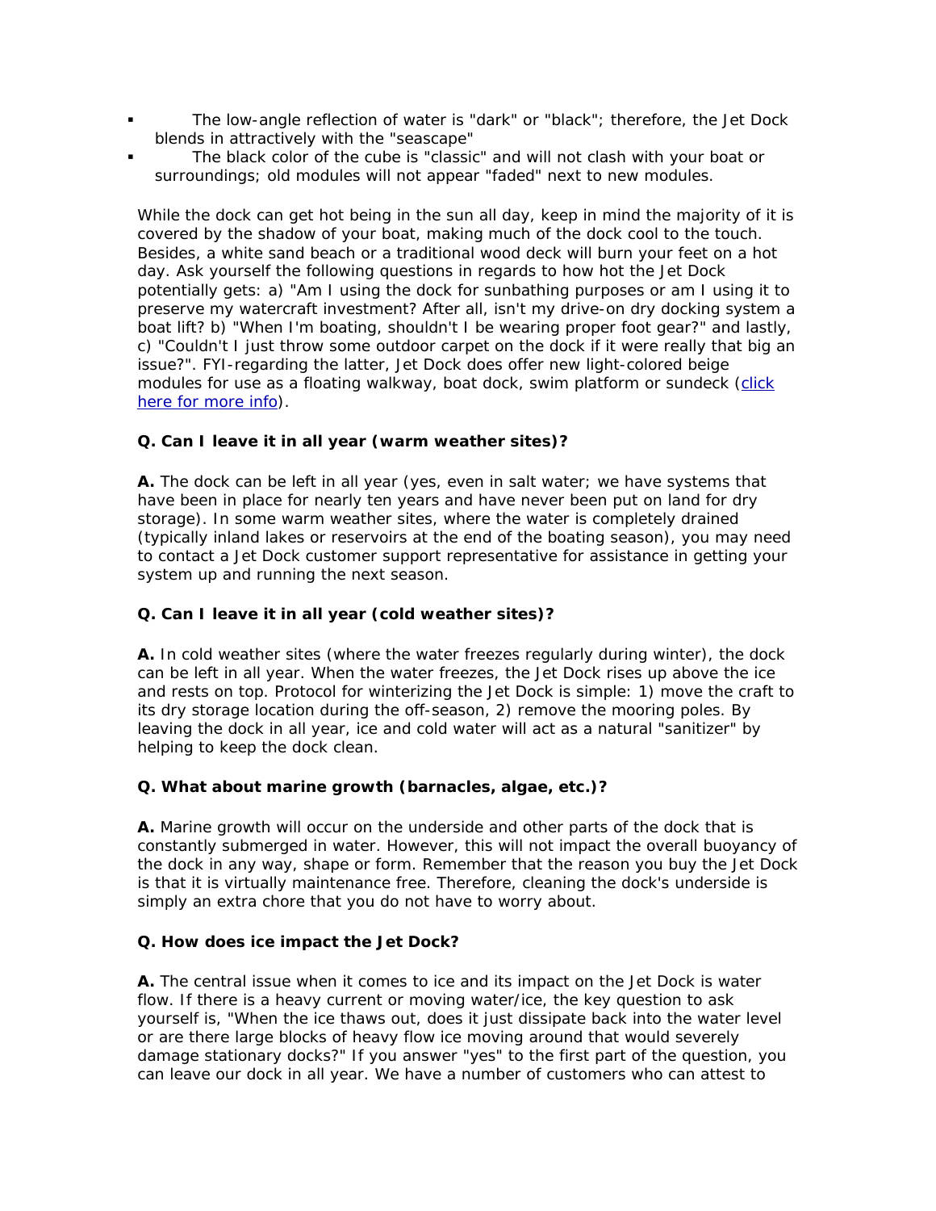- The low-angle reflection of water is "dark" or "black"; therefore, the Jet Dock blends in attractively with the "seascape"
- The black color of the cube is "classic" and will not clash with your boat or surroundings; old modules will not appear "faded" next to new modules.

While the dock can get hot being in the sun all day, keep in mind the majority of it is covered by the shadow of your boat, making much of the dock cool to the touch. Besides, a white sand beach or a traditional wood deck will burn your feet on a hot day. Ask yourself the following questions in regards to how hot the Jet Dock potentially gets: a) "Am I using the dock for sunbathing purposes or am I using it to preserve my watercraft investment? After all, isn't my drive-on dry docking system a boat lift? b) "When I'm boating, shouldn't I be wearing proper foot gear?" and lastly, c) "Couldn't I just throw some outdoor carpet on the dock if it were really that big an issue?". FYI-regarding the latter, Jet Dock does offer new light-colored beige modules for use as a floating walkway, boat dock, swim platform or sundeck (click here for more info).

**Q. Can I leave it in all year (warm weather sites)?**

**A.** The dock can be left in all year (yes, even in salt water; we have systems that have been in place for nearly ten years and have never been put on land for dry storage). In some warm weather sites, where the water is completely drained (typically inland lakes or reservoirs at the end of the boating season), you may need to contact a Jet Dock customer support representative for assistance in getting your system up and running the next season.

**Q. Can I leave it in all year (cold weather sites)?**

**A.** In cold weather sites (where the water freezes regularly during winter), the dock can be left in all year. When the water freezes, the Jet Dock rises up above the ice and rests on top. Protocol for winterizing the Jet Dock is simple: 1) move the craft to its dry storage location during the off-season, 2) remove the mooring poles. By leaving the dock in all year, ice and cold water will act as a natural "sanitizer" by helping to keep the dock clean.

**Q. What about marine growth (barnacles, algae, etc.)?**

**A.** Marine growth will occur on the underside and other parts of the dock that is constantly submerged in water. However, this will not impact the overall buoyancy of the dock in any way, shape or form. Remember that the reason you buy the Jet Dock is that it is virtually maintenance free. Therefore, cleaning the dock's underside is simply an extra chore that you do not have to worry about.

**Q. How does ice impact the Jet Dock?**

**A.** The central issue when it comes to ice and its impact on the Jet Dock is water flow. If there is a heavy current or moving water/ice, the key question to ask yourself is, "When the ice thaws out, does it just dissipate back into the water level or are there large blocks of heavy flow ice moving around that would severely damage stationary docks?" If you answer "yes" to the first part of the question, you can leave our dock in all year. We have a number of customers who can attest to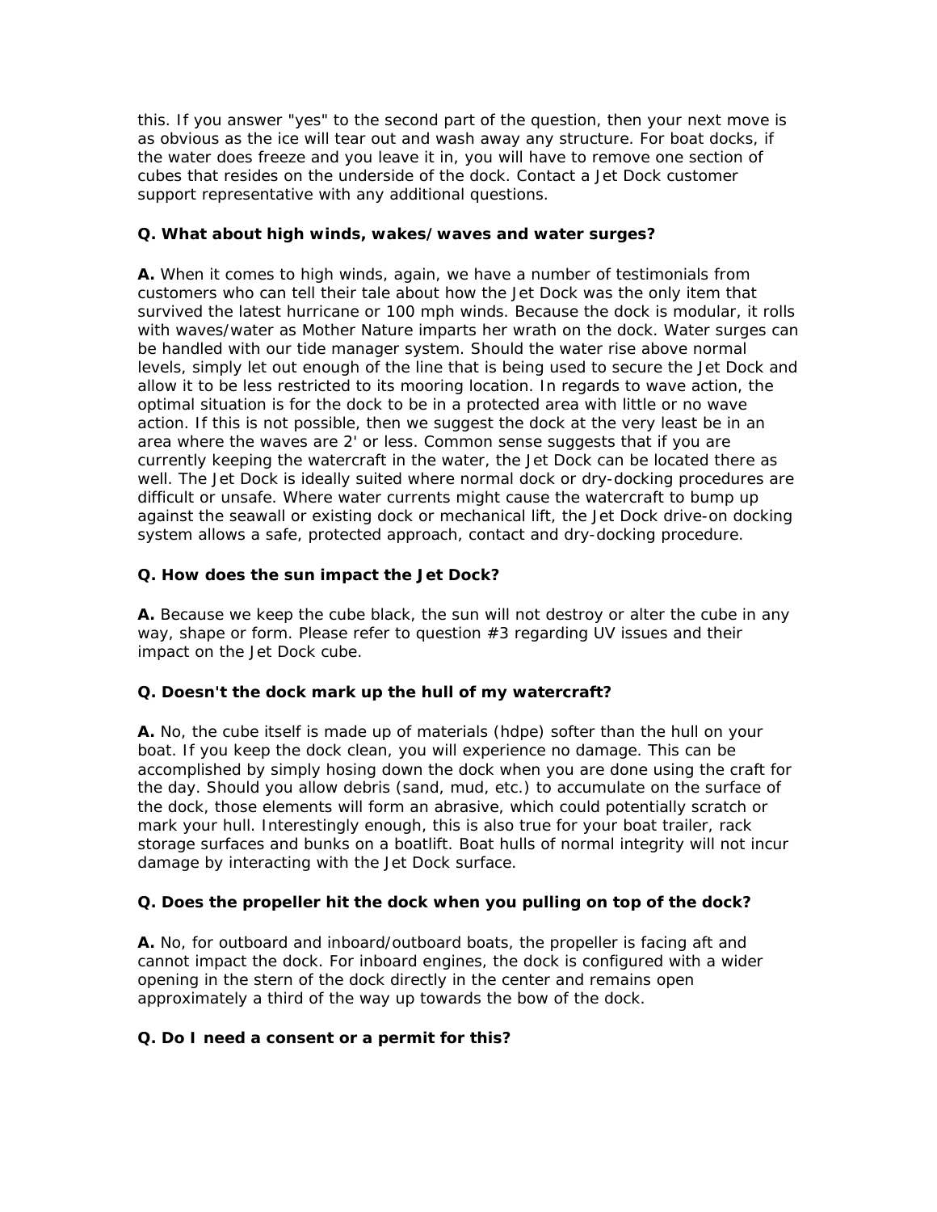this. If you answer "yes" to the second part of the question, then your next move is as obvious as the ice will tear out and wash away any structure. For boat docks, if the water does freeze and you leave it in, you will have to remove one section of cubes that resides on the underside of the dock. Contact a Jet Dock customer support representative with any additional questions.

**Q. What about high winds, wakes/waves and water surges?**

**A.** When it comes to high winds, again, we have a number of testimonials from customers who can tell their tale about how the Jet Dock was the only item that survived the latest hurricane or 100 mph winds. Because the dock is modular, it rolls with waves/water as Mother Nature imparts her wrath on the dock. Water surges can be handled with our tide manager system. Should the water rise above normal levels, simply let out enough of the line that is being used to secure the Jet Dock and allow it to be less restricted to its mooring location. In regards to wave action, the optimal situation is for the dock to be in a protected area with little or no wave action. If this is not possible, then we suggest the dock at the very least be in an area where the waves are 2' or less. Common sense suggests that if you are currently keeping the watercraft in the water, the Jet Dock can be located there as well. The Jet Dock is ideally suited where normal dock or dry-docking procedures are difficult or unsafe. Where water currents might cause the watercraft to bump up against the seawall or existing dock or mechanical lift, the Jet Dock drive-on docking system allows a safe, protected approach, contact and dry-docking procedure.

**Q. How does the sun impact the Jet Dock?**

**A.** Because we keep the cube black, the sun will not destroy or alter the cube in any way, shape or form. Please refer to question #3 regarding UV issues and their impact on the Jet Dock cube.

**Q. Doesn't the dock mark up the hull of my watercraft?**

**A.** No, the cube itself is made up of materials (hdpe) softer than the hull on your boat. If you keep the dock clean, you will experience no damage. This can be accomplished by simply hosing down the dock when you are done using the craft for the day. Should you allow debris (sand, mud, etc.) to accumulate on the surface of the dock, those elements will form an abrasive, which could potentially scratch or mark your hull. Interestingly enough, this is also true for your boat trailer, rack storage surfaces and bunks on a boatlift. Boat hulls of normal integrity will not incur damage by interacting with the Jet Dock surface.

**Q. Does the propeller hit the dock when you pulling on top of the dock?**

**A.** No, for outboard and inboard/outboard boats, the propeller is facing aft and cannot impact the dock. For inboard engines, the dock is configured with a wider opening in the stern of the dock directly in the center and remains open approximately a third of the way up towards the bow of the dock.

**Q. Do I need a consent or a permit for this?**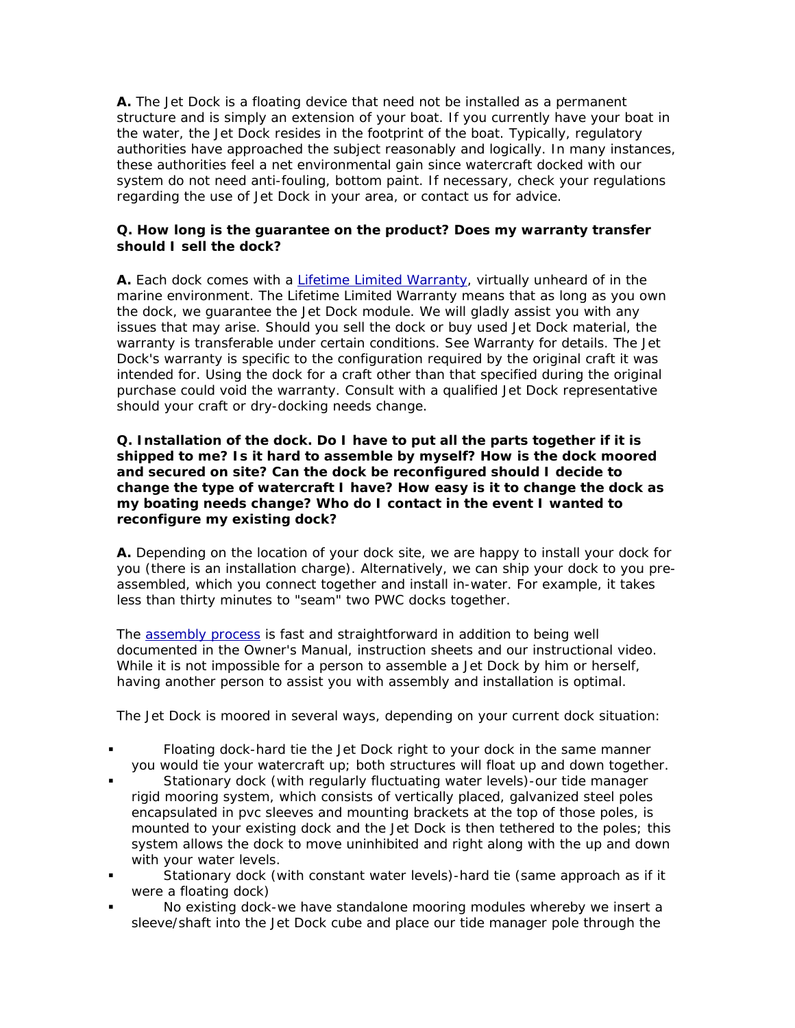**A.** The Jet Dock is a floating device that need not be installed as a permanent structure and is simply an extension of your boat. If you currently have your boat in the water, the Jet Dock resides in the footprint of the boat. Typically, regulatory authorities have approached the subject reasonably and logically. In many instances, these authorities feel a net environmental gain since watercraft docked with our system do not need anti-fouling, bottom paint. If necessary, check your regulations regarding the use of Jet Dock in your area, or contact us for advice.

**Q. How long is the guarantee on the product? Does my warranty transfer should I sell the dock?**

**A.** Each dock comes with a Lifetime Limited Warranty, virtually unheard of in the marine environment. The Lifetime Limited Warranty means that as long as you own the dock, we guarantee the Jet Dock module. We will gladly assist you with any issues that may arise. Should you sell the dock or buy used Jet Dock material, the warranty is transferable under certain conditions. See Warranty for details. The Jet Dock's warranty is specific to the configuration required by the original craft it was intended for. Using the dock for a craft other than that specified during the original purchase could void the warranty. Consult with a qualified Jet Dock representative should your craft or dry-docking needs change.

**Q. Installation of the dock. Do I have to put all the parts together if it is shipped to me? Is it hard to assemble by myself? How is the dock moored and secured on site? Can the dock be reconfigured should I decide to change the type of watercraft I have? How easy is it to change the dock as my boating needs change? Who do I contact in the event I wanted to reconfigure my existing dock?**

**A.** Depending on the location of your dock site, we are happy to install your dock for you (there is an installation charge). Alternatively, we can ship your dock to you pre-assembled, which you connect together and install in-water. For example, it takes less than thirty minutes to "seam" two PWC docks together.

The assembly process is fast and straightforward in addition to being well documented in the Owner's Manual, instruction sheets and our instructional video. While it is not impossible for a person to assemble a Jet Dock by him or herself, having another person to assist you with assembly and installation is optimal.

The Jet Dock is moored in several ways, depending on your current dock situation:

- Floating dock-hard tie the Jet Dock right to your dock in the same manner you would tie your watercraft up; both structures will float up and down together.
- Stationary dock (with regularly fluctuating water levels)-our tide manager rigid mooring system, which consists of vertically placed, galvanized steel poles encapsulated in pvc sleeves and mounting brackets at the top of those poles, is mounted to your existing dock and the Jet Dock is then tethered to the poles; this system allows the dock to move uninhibited and right along with the up and down with your water levels.
- Stationary dock (with constant water levels)-hard tie (same approach as if it were a floating dock)
- No existing dock-we have standalone mooring modules whereby we insert a sleeve/shaft into the Jet Dock cube and place our tide manager pole through the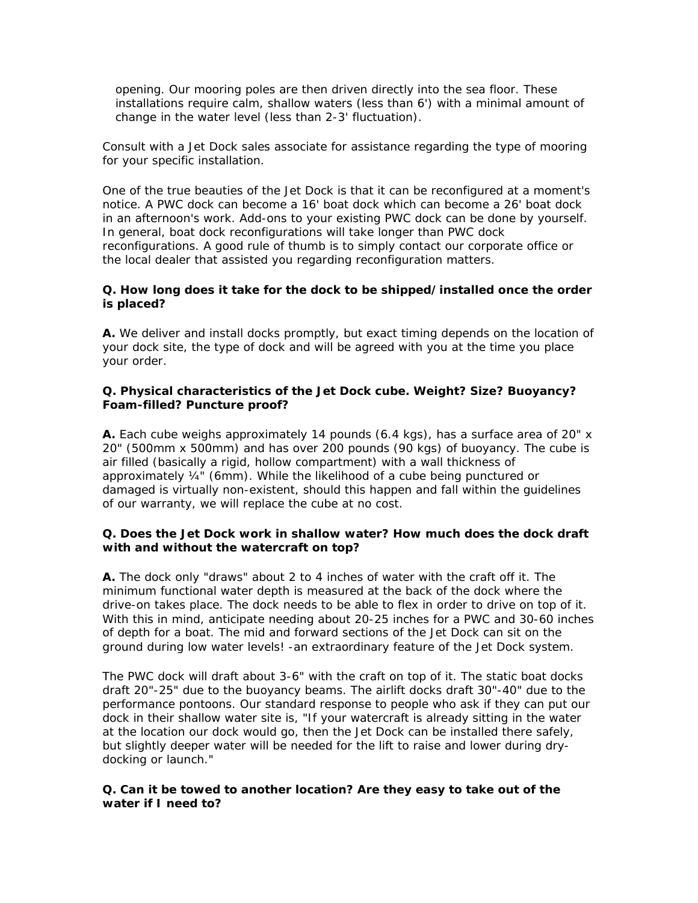opening. Our mooring poles are then driven directly into the sea floor. These installations require calm, shallow waters (less than 6') with a minimal amount of change in the water level (less than 2-3' fluctuation).

Consult with a Jet Dock sales associate for assistance regarding the type of mooring for your specific installation.

One of the true beauties of the Jet Dock is that it can be reconfigured at a moment's notice. A PWC dock can become a 16' boat dock which can become a 26' boat dock in an afternoon's work. Add-ons to your existing PWC dock can be done by yourself. In general, boat dock reconfigurations will take longer than PWC dock reconfigurations. A good rule of thumb is to simply contact our corporate office or the local dealer that assisted you regarding reconfiguration matters.

**Q. How long does it take for the dock to be shipped/installed once the order is placed?**

**A.** We deliver and install docks promptly, but exact timing depends on the location of your dock site, the type of dock and will be agreed with you at the time you place your order.

**Q. Physical characteristics of the Jet Dock cube. Weight? Size? Buoyancy? Foam-filled? Puncture proof?**

**A.** Each cube weighs approximately 14 pounds (6.4 kgs), has a surface area of 20" x 20" (500mm x 500mm) and has over 200 pounds (90 kgs) of buoyancy. The cube is air filled (basically a rigid, hollow compartment) with a wall thickness of approximately ¼" (6mm). While the likelihood of a cube being punctured or damaged is virtually non-existent, should this happen and fall within the guidelines of our warranty, we will replace the cube at no cost.

**Q. Does the Jet Dock work in shallow water? How much does the dock draft with and without the watercraft on top?**

**A.** The dock only "draws" about 2 to 4 inches of water with the craft off it. The minimum functional water depth is measured at the back of the dock where the drive-on takes place. The dock needs to be able to flex in order to drive on top of it. With this in mind, anticipate needing about 20-25 inches for a PWC and 30-60 inches of depth for a boat. The mid and forward sections of the Jet Dock can sit on the ground during low water levels! -an extraordinary feature of the Jet Dock system.

The PWC dock will draft about 3-6" with the craft on top of it. The static boat docks draft 20"-25" due to the buoyancy beams. The airlift docks draft 30"-40" due to the performance pontoons. Our standard response to people who ask if they can put our dock in their shallow water site is, "If your watercraft is already sitting in the water at the location our dock would go, then the Jet Dock can be installed there safely, but slightly deeper water will be needed for the lift to raise and lower during dry-docking or launch."

**Q. Can it be towed to another location? Are they easy to take out of the water if I need to?**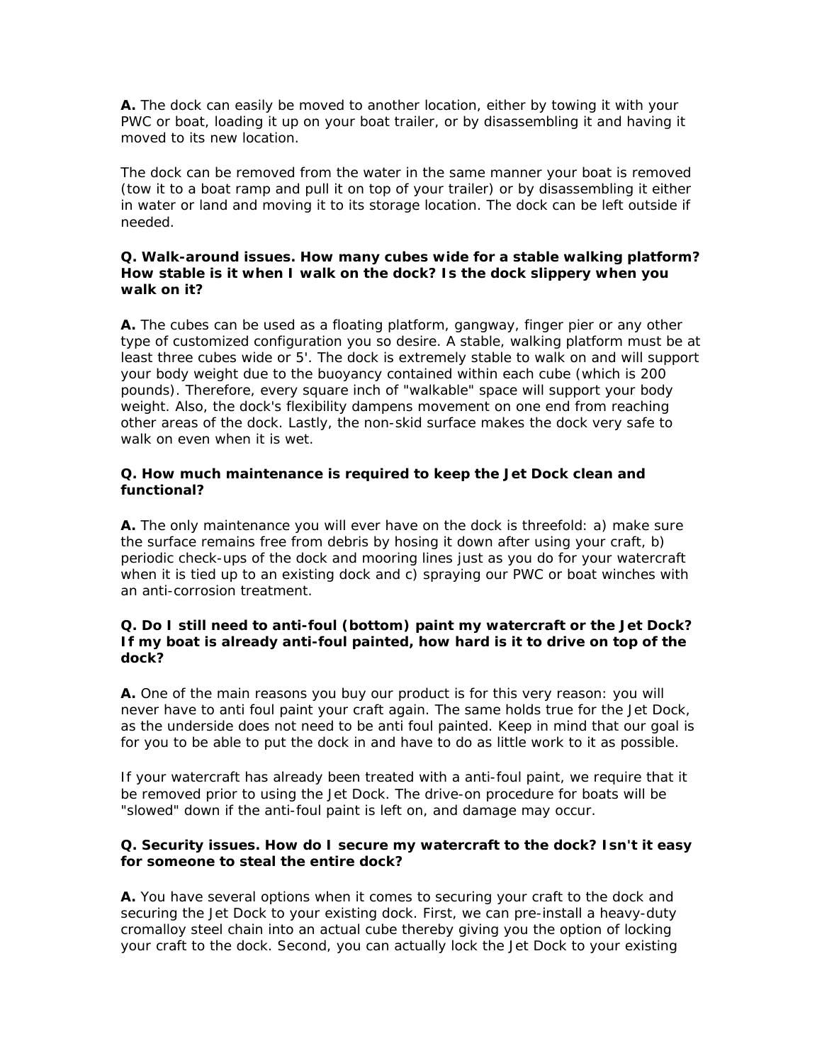**A.** The dock can easily be moved to another location, either by towing it with your PWC or boat, loading it up on your boat trailer, or by disassembling it and having it moved to its new location.

The dock can be removed from the water in the same manner your boat is removed (tow it to a boat ramp and pull it on top of your trailer) or by disassembling it either in water or land and moving it to its storage location. The dock can be left outside if needed.

**Q. Walk-around issues. How many cubes wide for a stable walking platform? How stable is it when I walk on the dock? Is the dock slippery when you walk on it?**

**A.** The cubes can be used as a floating platform, gangway, finger pier or any other type of customized configuration you so desire. A stable, walking platform must be at least three cubes wide or 5'. The dock is extremely stable to walk on and will support your body weight due to the buoyancy contained within each cube (which is 200 pounds). Therefore, every square inch of "walkable" space will support your body weight. Also, the dock's flexibility dampens movement on one end from reaching other areas of the dock. Lastly, the non-skid surface makes the dock very safe to walk on even when it is wet.

**Q. How much maintenance is required to keep the Jet Dock clean and functional?**

**A.** The only maintenance you will ever have on the dock is threefold: a) make sure the surface remains free from debris by hosing it down after using your craft, b) periodic check-ups of the dock and mooring lines just as you do for your watercraft when it is tied up to an existing dock and c) spraying our PWC or boat winches with an anti-corrosion treatment.

**Q. Do I still need to anti-foul (bottom) paint my watercraft or the Jet Dock? If my boat is already anti-foul painted, how hard is it to drive on top of the dock?**

**A.** One of the main reasons you buy our product is for this very reason: you will never have to anti foul paint your craft again. The same holds true for the Jet Dock, as the underside does not need to be anti foul painted. Keep in mind that our goal is for you to be able to put the dock in and have to do as little work to it as possible.

If your watercraft has already been treated with a anti-foul paint, we require that it be removed prior to using the Jet Dock. The drive-on procedure for boats will be "slowed" down if the anti-foul paint is left on, and damage may occur.

**Q. Security issues. How do I secure my watercraft to the dock? Isn't it easy for someone to steal the entire dock?**

**A.** You have several options when it comes to securing your craft to the dock and securing the Jet Dock to your existing dock. First, we can pre-install a heavy-duty cromalloy steel chain into an actual cube thereby giving you the option of locking your craft to the dock. Second, you can actually lock the Jet Dock to your existing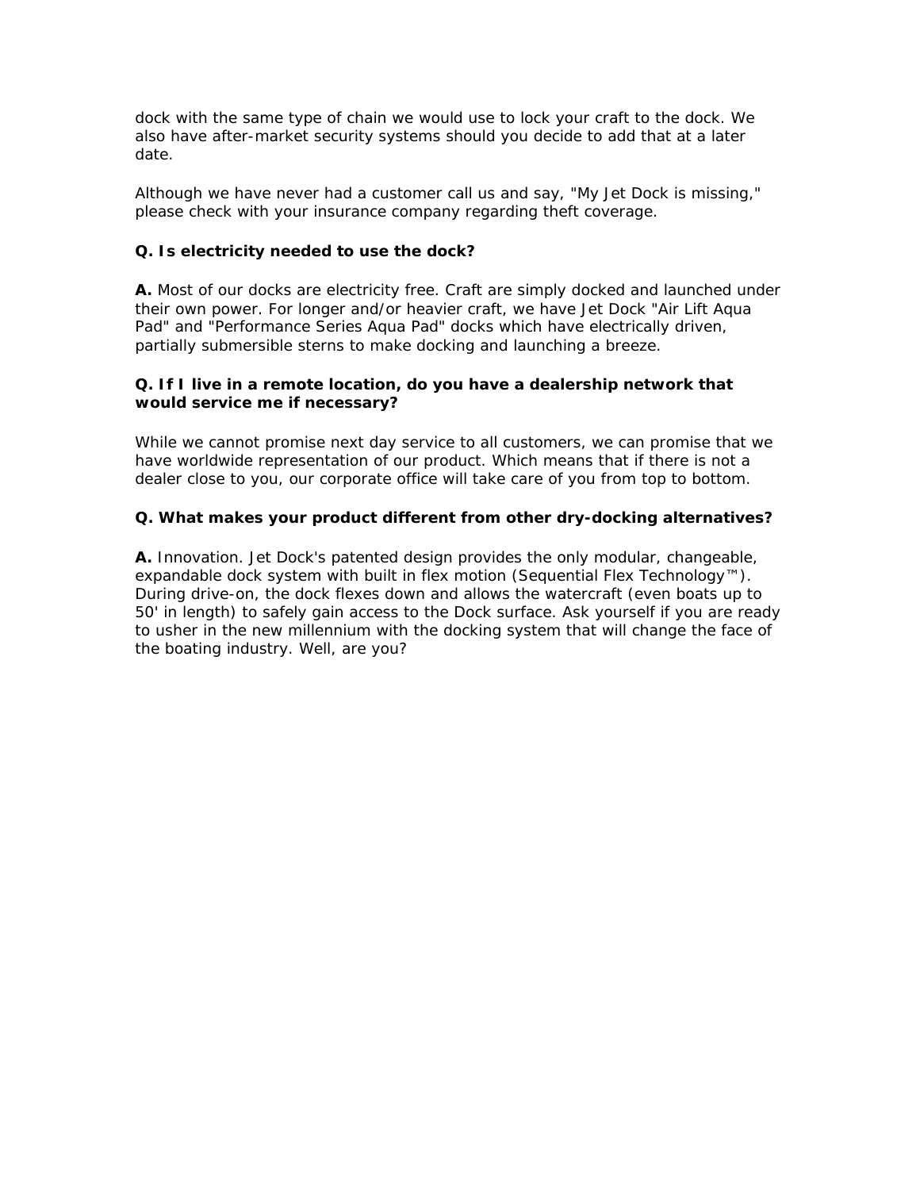dock with the same type of chain we would use to lock your craft to the dock. We also have after-market security systems should you decide to add that at a later date.

Although we have never had a customer call us and say, "My Jet Dock is missing," please check with your insurance company regarding theft coverage.

**Q. Is electricity needed to use the dock?**

**A.** Most of our docks are electricity free. Craft are simply docked and launched under their own power. For longer and/or heavier craft, we have Jet Dock "Air Lift Aqua Pad" and "Performance Series Aqua Pad" docks which have electrically driven, partially submersible sterns to make docking and launching a breeze.

**Q. If I live in a remote location, do you have a dealership network that would service me if necessary?**

While we cannot promise next day service to all customers, we can promise that we have worldwide representation of our product. Which means that if there is not a dealer close to you, our corporate office will take care of you from top to bottom.

**Q. What makes your product different from other dry-docking alternatives?**

**A.** Innovation. Jet Dock's patented design provides the only modular, changeable, expandable dock system with built in flex motion (Sequential Flex Technology™). During drive-on, the dock flexes down and allows the watercraft (even boats up to 50' in length) to safely gain access to the Dock surface. Ask yourself if you are ready to usher in the new millennium with the docking system that will change the face of the boating industry. Well, are you?